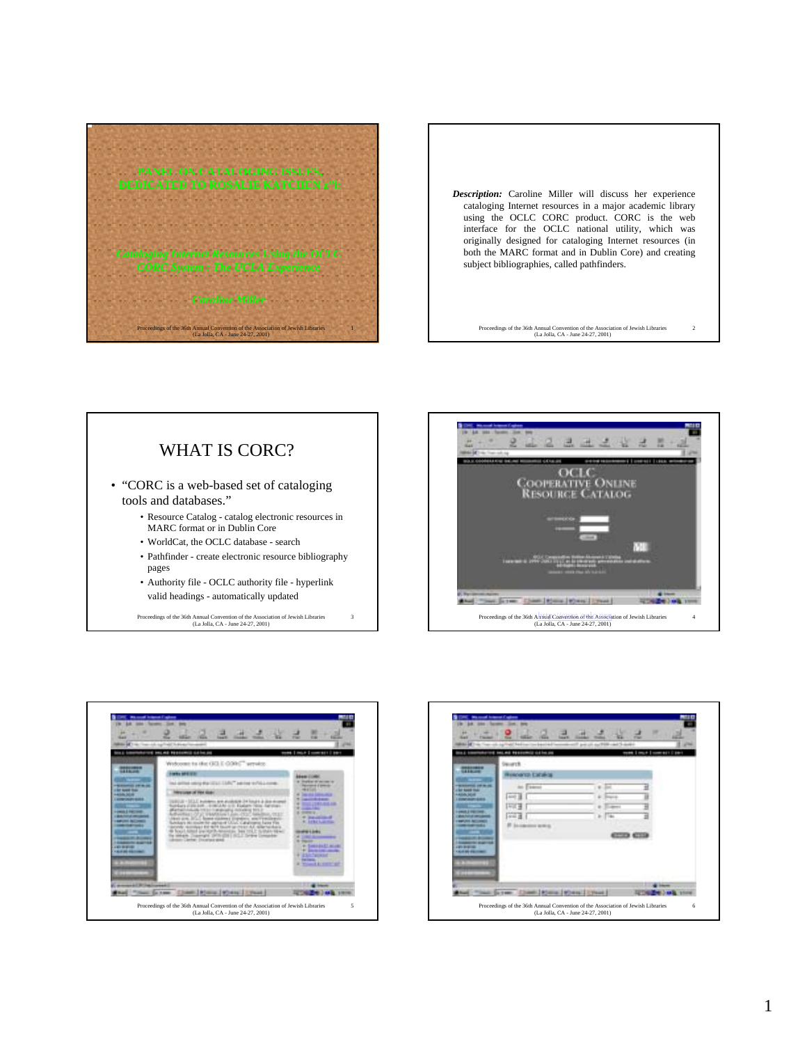# PANEL ON CATALOGING ISSUES, DEDICATED TO ROSALIE KATCHEN z"l

*Cataloging Internet Resources Using the OCLC CORC System : The UCLA Experience*

*Caroline Miller*

***Description:*** Caroline Miller will discuss her experience cataloging Internet resources in a major academic library using the OCLC CORC product. CORC is the web interface for the OCLC national utility, which was originally designed for cataloging Internet resources (in both the MARC format and in Dublin Core) and creating subject bibliographies, called pathfinders.

## WHAT IS CORC?

- "CORC is a web-based set of cataloging tools and databases."
  - Resource Catalog - catalog electronic resources in MARC format or in Dublin Core
  - WorldCat, the OCLC database - search
  - Pathfinder - create electronic resource bibliography pages
  - Authority file - OCLC authority file - hyperlink valid headings - automatically updated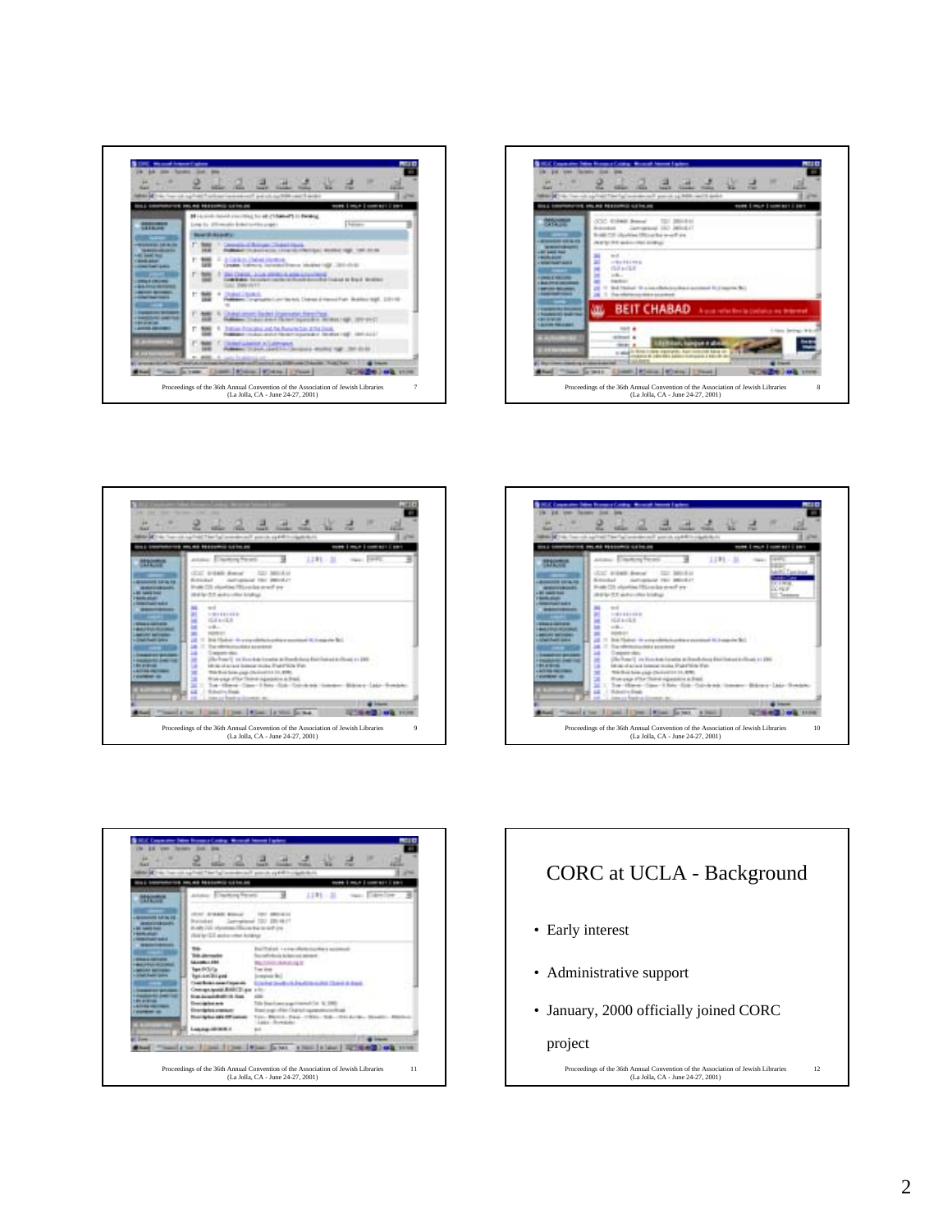# CORC at UCLA - Background

- Early interest
- Administrative support
- January, 2000 officially joined CORC project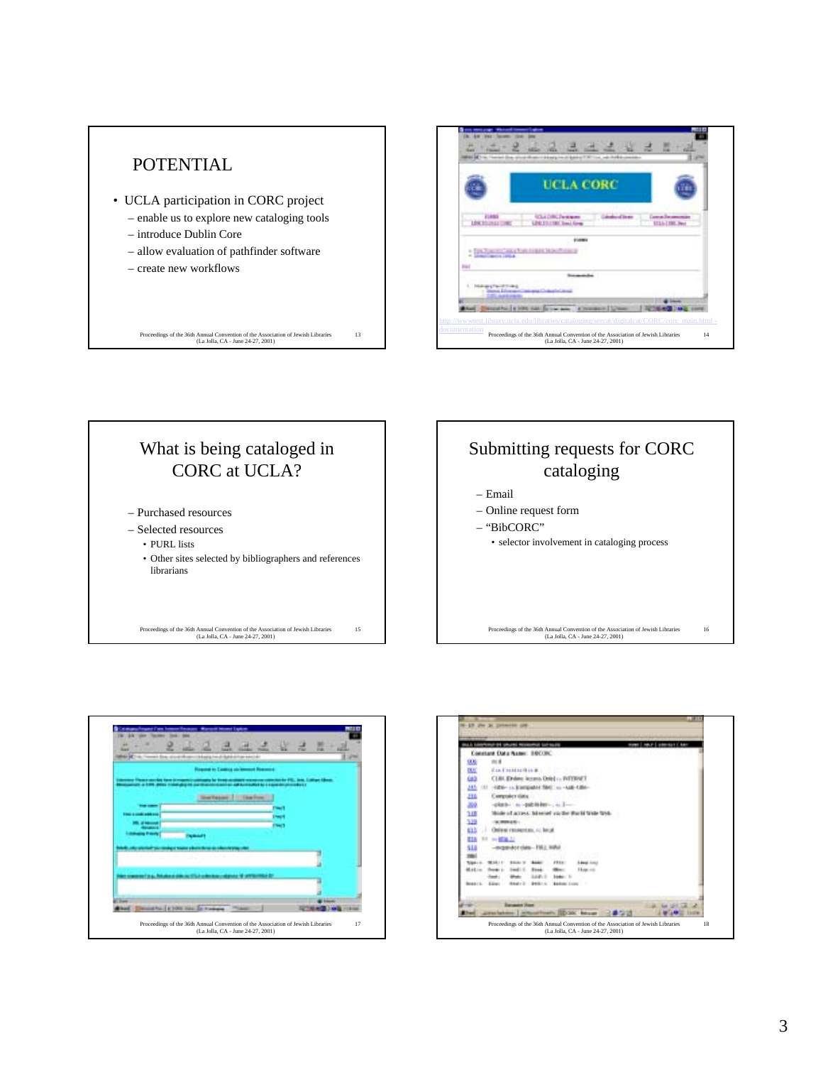## POTENTIAL

- UCLA participation in CORC project
  - enable us to explore new cataloging tools
  - introduce Dublin Core
  - allow evaluation of pathfinder software
  - create new workflows

http://wwwtest.library.ucla.edu/libraries/cataloging/sercat/digitalcat/CORC/corc_main.html - documentation

## What is being cataloged in CORC at UCLA?

- Purchased resources
- Selected resources
  - PURL lists
  - Other sites selected by bibliographers and references librarians

## Submitting requests for CORC cataloging

- Email
- Online request form
- "BibCORC"
  - selector involvement in cataloging process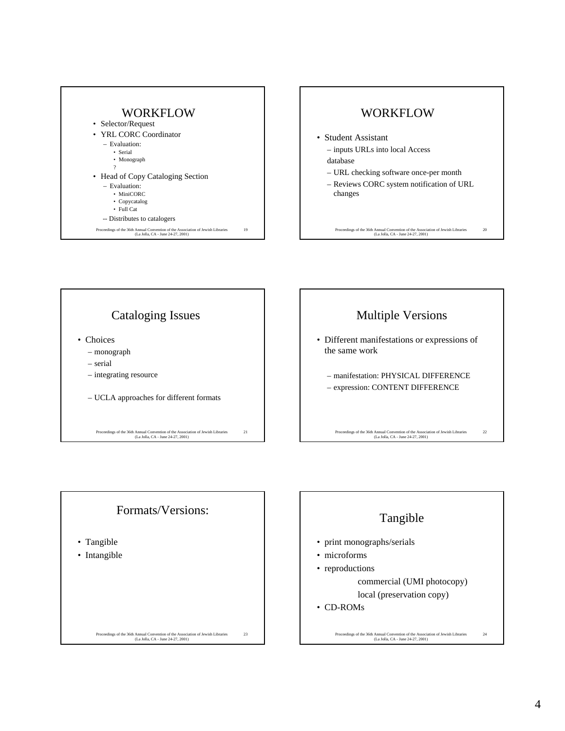## WORKFLOW

- Selector/Request
- YRL CORC Coordinator
  - Evaluation:
    - Serial
    - Monograph
    - ?
- Head of Copy Cataloging Section
  - Evaluation:
    - MiniCORC
    - Copycatalog
    - Full Cat
  - -- Distributes to catalogers

## WORKFLOW

- Student Assistant
  - inputs URLs into local Access database
  - URL checking software once-per month
  - Reviews CORC system notification of URL changes

## Cataloging Issues

- Choices
  - monograph
  - serial
  - integrating resource
  - UCLA approaches for different formats

## Multiple Versions

- Different manifestations or expressions of the same work
  - manifestation: PHYSICAL DIFFERENCE
  - expression: CONTENT DIFFERENCE

## Formats/Versions:

- Tangible
- Intangible

## Tangible

- print monographs/serials
- microforms
- reproductions
  - commercial (UMI photocopy)
  - local (preservation copy)
- CD-ROMs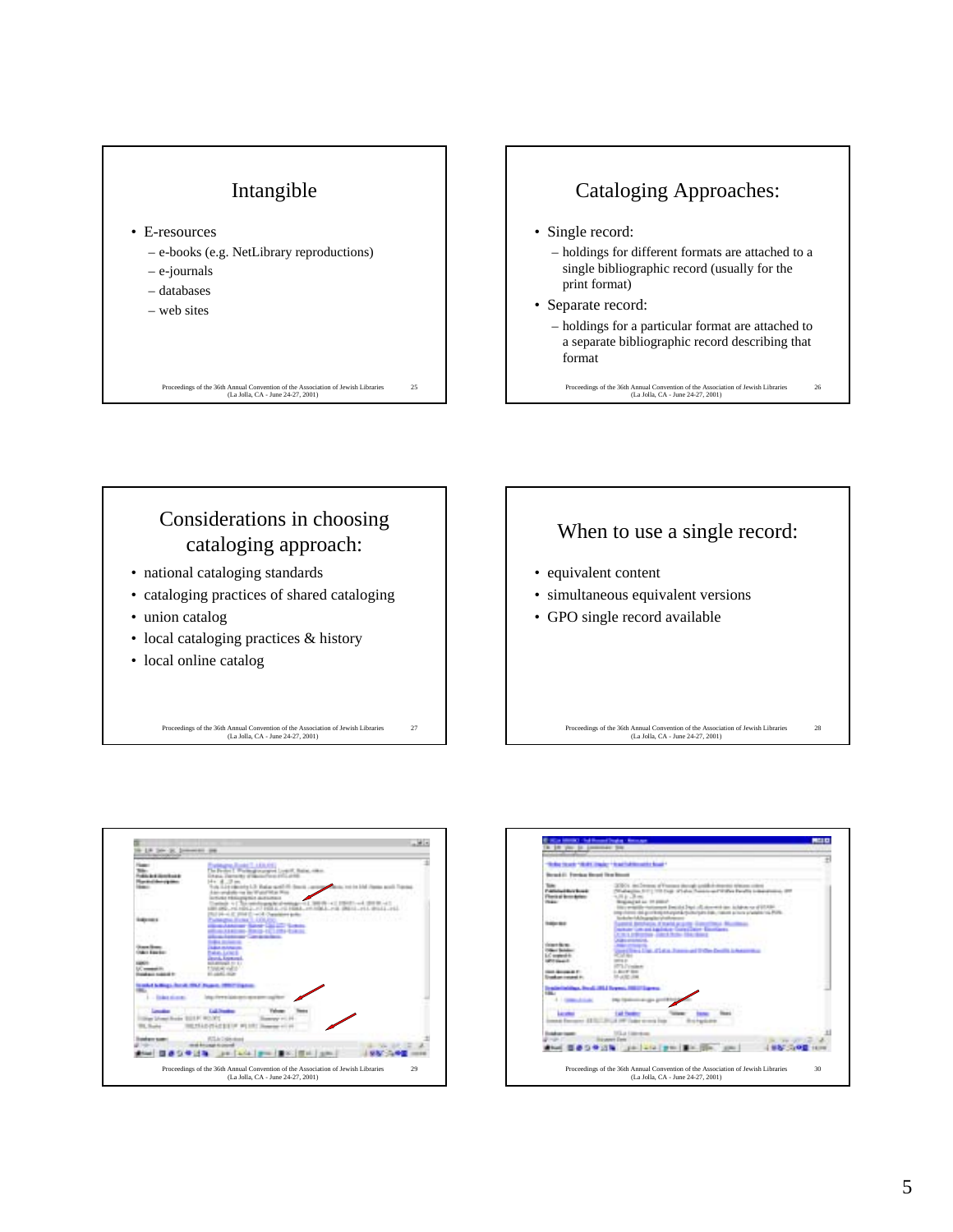## Intangible

- E-resources
  - e-books (e.g. NetLibrary reproductions)
  - e-journals
  - databases
  - web sites

## Cataloging Approaches:

- Single record:
  - holdings for different formats are attached to a single bibliographic record (usually for the print format)
- Separate record:
  - holdings for a particular format are attached to a separate bibliographic record describing that format

## Considerations in choosing cataloging approach:

- national cataloging standards
- cataloging practices of shared cataloging
- union catalog
- local cataloging practices & history
- local online catalog

## When to use a single record:

- equivalent content
- simultaneous equivalent versions
- GPO single record available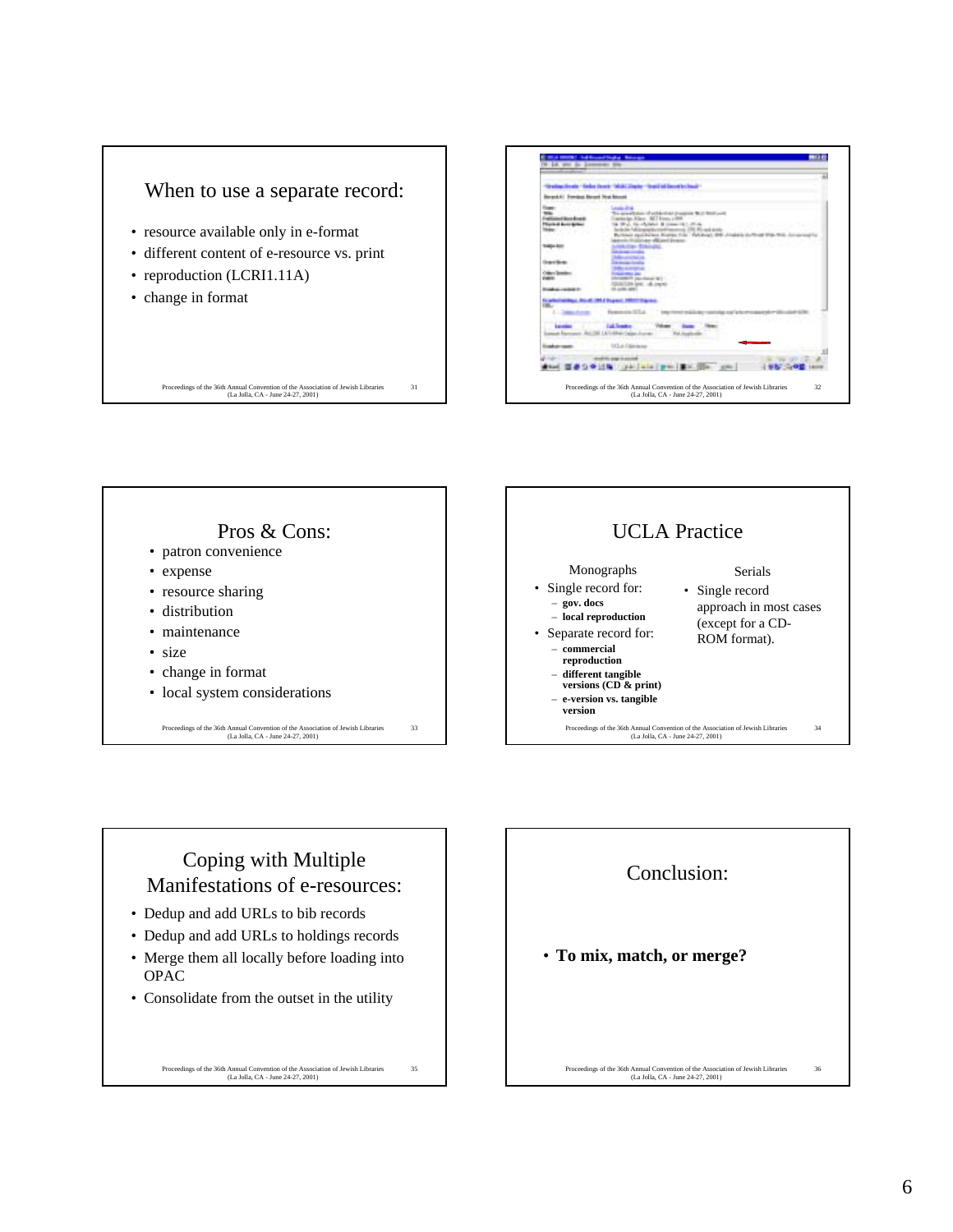## When to use a separate record:

- resource available only in e-format
- different content of e-resource vs. print
- reproduction (LCRI1.11A)
- change in format

## Pros & Cons:

- patron convenience
- expense
- resource sharing
- distribution
- maintenance
- size
- change in format
- local system considerations

## UCLA Practice

Monographs

- Single record for:
  - **gov. docs**
  - **local reproduction**
- Separate record for:
  - **commercial reproduction**
  - **different tangible versions (CD & print)**
  - **e-version vs. tangible version**

Serials

- Single record approach in most cases (except for a CD-ROM format).

## Coping with Multiple Manifestations of e-resources:

- Dedup and add URLs to bib records
- Dedup and add URLs to holdings records
- Merge them all locally before loading into OPAC
- Consolidate from the outset in the utility

## Conclusion:

- **To mix, match, or merge?**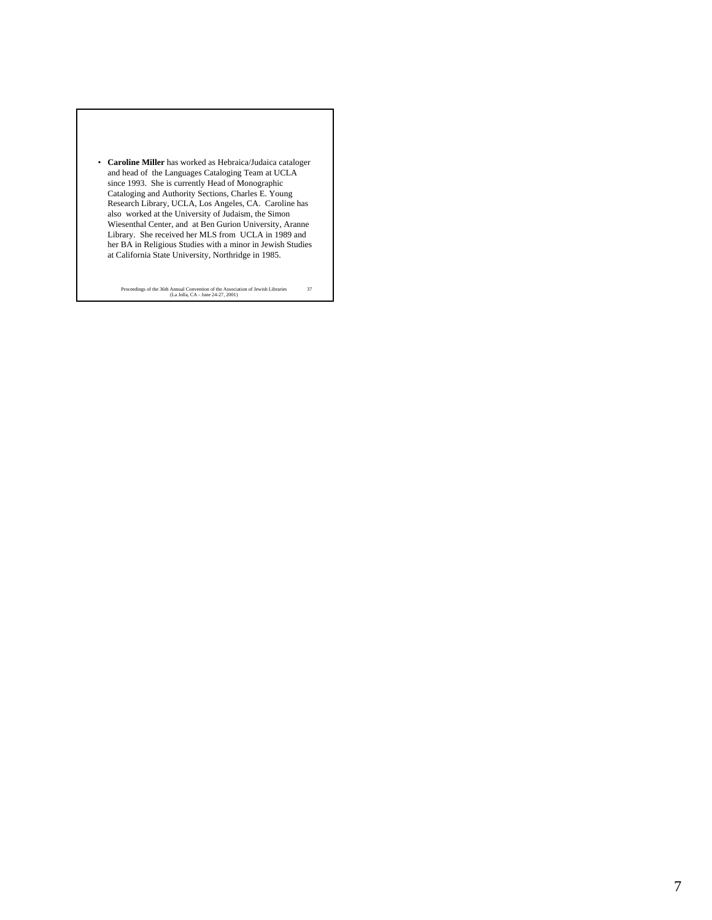- **Caroline Miller** has worked as Hebraica/Judaica cataloger and head of the Languages Cataloging Team at UCLA since 1993. She is currently Head of Monographic Cataloging and Authority Sections, Charles E. Young Research Library, UCLA, Los Angeles, CA. Caroline has also worked at the University of Judaism, the Simon Wiesenthal Center, and at Ben Gurion University, Aranne Library. She received her MLS from UCLA in 1989 and her BA in Religious Studies with a minor in Jewish Studies at California State University, Northridge in 1985.